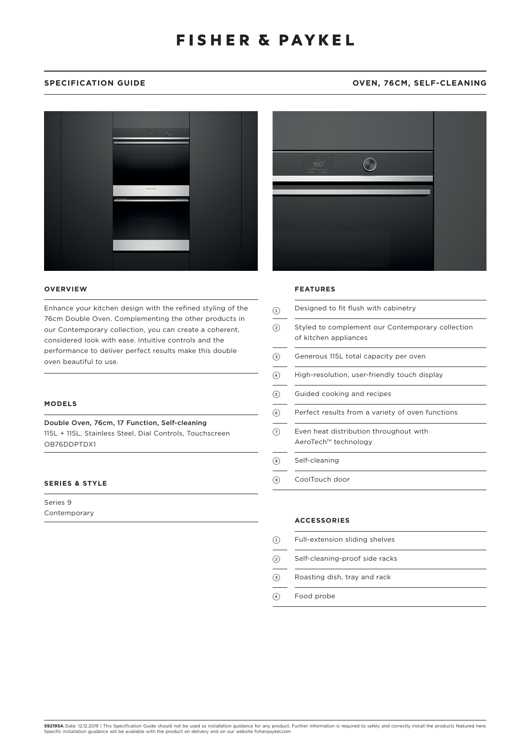# FISHER & PAYKEL

**SPECIFICATION GUIDE** | **OVEN, 76CM, SELF-CLEANING**

## OVERVIEW

Enhance your kitchen design with the refined styling of the 76cm Double Oven. Complementing the other products in our Contemporary collection, you can create a coherent, considered look with ease. Intuitive controls and the performance to deliver perfect results make this double oven beautiful to use.

## MODELS

Double Oven, 76cm, 17 Function, Self-cleaning
115L + 115L, Stainless Steel, Dial Controls, Touchscreen
OB76DDPTDX1

## SERIES & STYLE

Series 9
Contemporary

## FEATURES

1. Designed to fit flush with cabinetry
2. Styled to complement our Contemporary collection of kitchen appliances
3. Generous 115L total capacity per oven
4. High-resolution, user-friendly touch display
5. Guided cooking and recipes
6. Perfect results from a variety of oven functions
7. Even heat distribution throughout with AeroTech™ technology
8. Self-cleaning
9. CoolTouch door

## ACCESSORIES

1. Full-extension sliding shelves
2. Self-cleaning-proof side racks
3. Roasting dish, tray and rack
4. Food probe

**592195A** Date: 12.12.2019 | This Specification Guide should not be used as installation guidance for any product. Further information is required to safely and correctly install the products featured here. Specific installation guidance will be available with the product on delivery and on our website fisherpaykel.com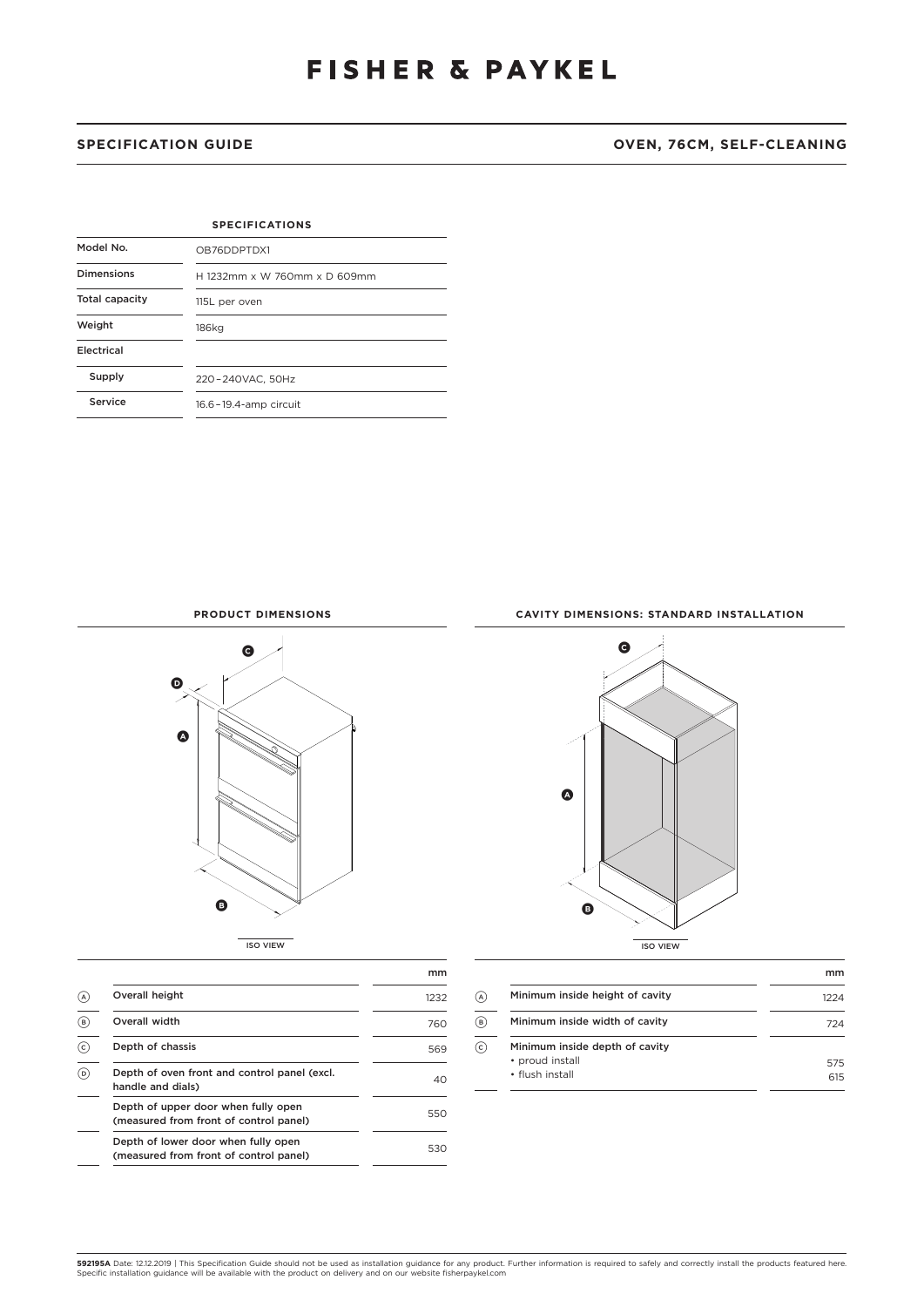# FISHER & PAYKEL

**SPECIFICATION GUIDE** **OVEN, 76CM, SELF-CLEANING**

**SPECIFICATIONS**

| | |
|---|---|
| Model No. | OB76DDPTDX1 |
| Dimensions | H 1232mm x W 760mm x D 609mm |
| Total capacity | 115L per oven |
| Weight | 186kg |
| Electrical | |
| Supply | 220–240VAC, 50Hz |
| Service | 16.6–19.4-amp circuit |

**PRODUCT DIMENSIONS**

C
D
A
B

ISO VIEW

| | | mm |
|---|---|---|
| A | Overall height | 1232 |
| B | Overall width | 760 |
| C | Depth of chassis | 569 |
| D | Depth of oven front and control panel (excl. handle and dials) | 40 |
| | Depth of upper door when fully open (measured from front of control panel) | 550 |
| | Depth of lower door when fully open (measured from front of control panel) | 530 |

**CAVITY DIMENSIONS: STANDARD INSTALLATION**

C
A
B

ISO VIEW

| | | mm |
|---|---|---|
| A | Minimum inside height of cavity | 1224 |
| B | Minimum inside width of cavity | 724 |
| C | Minimum inside depth of cavity<br>• proud install<br>• flush install | <br>575<br>615 |

**592195A** Date: 12.12.2019 | This Specification Guide should not be used as installation guidance for any product. Further information is required to safely and correctly install the products featured here. Specific installation guidance will be available with the product on delivery and on our website fisherpaykel.com